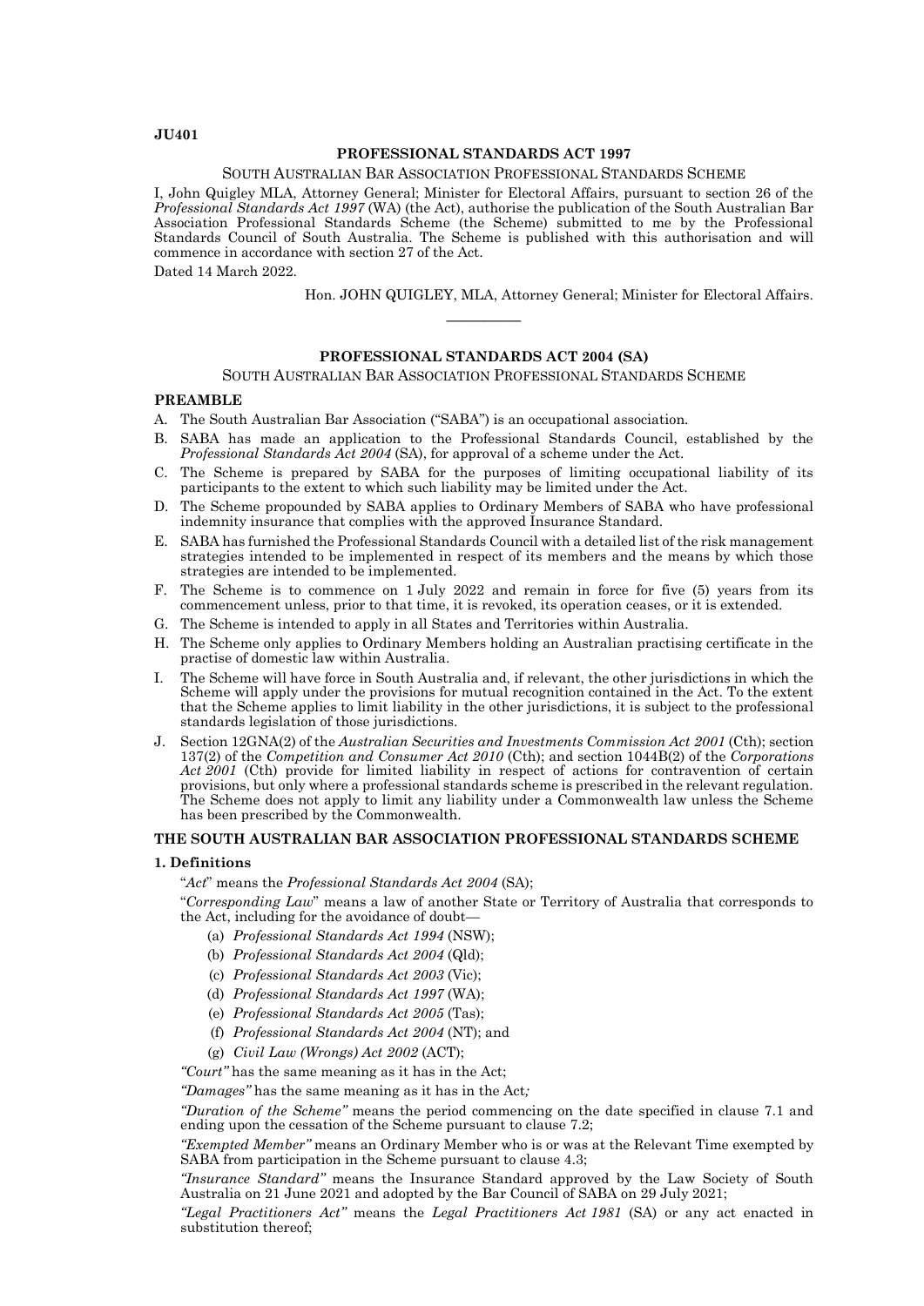**JU401**

## PROFESSIONAL STANDARDS ACT 1997

SOUTH AUSTRALIAN BAR ASSOCIATION PROFESSIONAL STANDARDS SCHEME

I, John Quigley MLA, Attorney General; Minister for Electoral Affairs, pursuant to section 26 of the *Professional Standards Act 1997* (WA) (the Act), authorise the publication of the South Australian Bar Association Professional Standards Scheme (the Scheme) submitted to me by the Professional Standards Council of South Australia. The Scheme is published with this authorisation and will commence in accordance with section 27 of the Act.

Dated 14 March 2022.

Hon. JOHN QUIGLEY, MLA, Attorney General; Minister for Electoral Affairs.

---

## PROFESSIONAL STANDARDS ACT 2004 (SA)

SOUTH AUSTRALIAN BAR ASSOCIATION PROFESSIONAL STANDARDS SCHEME

### PREAMBLE

A. The South Australian Bar Association ("SABA") is an occupational association.

B. SABA has made an application to the Professional Standards Council, established by the *Professional Standards Act 2004* (SA), for approval of a scheme under the Act.

C. The Scheme is prepared by SABA for the purposes of limiting occupational liability of its participants to the extent to which such liability may be limited under the Act.

D. The Scheme propounded by SABA applies to Ordinary Members of SABA who have professional indemnity insurance that complies with the approved Insurance Standard.

E. SABA has furnished the Professional Standards Council with a detailed list of the risk management strategies intended to be implemented in respect of its members and the means by which those strategies are intended to be implemented.

F. The Scheme is to commence on 1 July 2022 and remain in force for five (5) years from its commencement unless, prior to that time, it is revoked, its operation ceases, or it is extended.

G. The Scheme is intended to apply in all States and Territories within Australia.

H. The Scheme only applies to Ordinary Members holding an Australian practising certificate in the practise of domestic law within Australia.

I. The Scheme will have force in South Australia and, if relevant, the other jurisdictions in which the Scheme will apply under the provisions for mutual recognition contained in the Act. To the extent that the Scheme applies to limit liability in the other jurisdictions, it is subject to the professional standards legislation of those jurisdictions.

J. Section 12GNA(2) of the *Australian Securities and Investments Commission Act 2001* (Cth); section 137(2) of the *Competition and Consumer Act 2010* (Cth); and section 1044B(2) of the *Corporations Act 2001* (Cth) provide for limited liability in respect of actions for contravention of certain provisions, but only where a professional standards scheme is prescribed in the relevant regulation. The Scheme does not apply to limit any liability under a Commonwealth law unless the Scheme has been prescribed by the Commonwealth.

### THE SOUTH AUSTRALIAN BAR ASSOCIATION PROFESSIONAL STANDARDS SCHEME

#### 1. Definitions

"*Act*" means the *Professional Standards Act 2004* (SA);

"*Corresponding Law*" means a law of another State or Territory of Australia that corresponds to the Act, including for the avoidance of doubt—

(a) *Professional Standards Act 1994* (NSW);

(b) *Professional Standards Act 2004* (Qld);

(c) *Professional Standards Act 2003* (Vic);

(d) *Professional Standards Act 1997* (WA);

(e) *Professional Standards Act 2005* (Tas);

(f) *Professional Standards Act 2004* (NT); and

(g) *Civil Law (Wrongs) Act 2002* (ACT);

*"Court"* has the same meaning as it has in the Act;

*"Damages"* has the same meaning as it has in the Act;

*"Duration of the Scheme"* means the period commencing on the date specified in clause 7.1 and ending upon the cessation of the Scheme pursuant to clause 7.2;

*"Exempted Member"* means an Ordinary Member who is or was at the Relevant Time exempted by SABA from participation in the Scheme pursuant to clause 4.3;

*"Insurance Standard"* means the Insurance Standard approved by the Law Society of South Australia on 21 June 2021 and adopted by the Bar Council of SABA on 29 July 2021;

*"Legal Practitioners Act"* means the *Legal Practitioners Act 1981* (SA) or any act enacted in substitution thereof;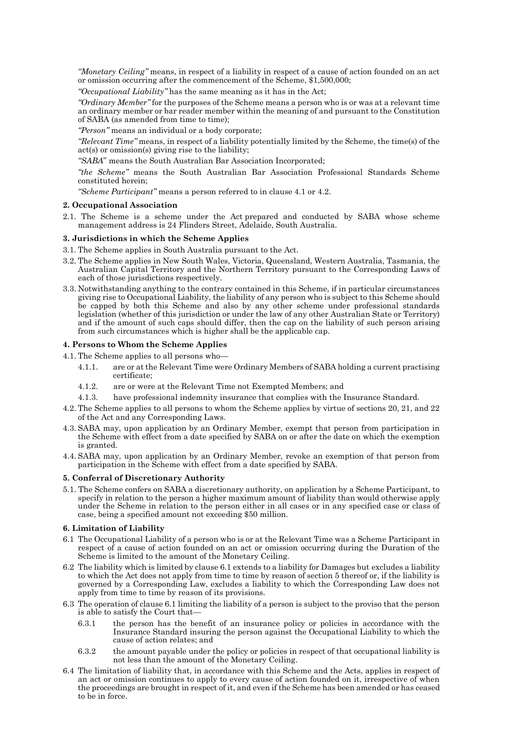*"Monetary Ceiling"* means, in respect of a liability in respect of a cause of action founded on an act or omission occurring after the commencement of the Scheme, $1,500,000;

*"Occupational Liability"* has the same meaning as it has in the Act;

*"Ordinary Member"* for the purposes of the Scheme means a person who is or was at a relevant time an ordinary member or bar reader member within the meaning of and pursuant to the Constitution of SABA (as amended from time to time);

*"Person"* means an individual or a body corporate;

*"Relevant Time"* means, in respect of a liability potentially limited by the Scheme, the time(s) of the act(s) or omission(s) giving rise to the liability;

*"SABA"* means the South Australian Bar Association Incorporated;

*"the Scheme"* means the South Australian Bar Association Professional Standards Scheme constituted herein;

*"Scheme Participant"* means a person referred to in clause 4.1 or 4.2.

**2. Occupational Association**

2.1. The Scheme is a scheme under the Act prepared and conducted by SABA whose scheme management address is 24 Flinders Street, Adelaide, South Australia.

**3. Jurisdictions in which the Scheme Applies**

3.1. The Scheme applies in South Australia pursuant to the Act.

3.2. The Scheme applies in New South Wales, Victoria, Queensland, Western Australia, Tasmania, the Australian Capital Territory and the Northern Territory pursuant to the Corresponding Laws of each of those jurisdictions respectively.

3.3. Notwithstanding anything to the contrary contained in this Scheme, if in particular circumstances giving rise to Occupational Liability, the liability of any person who is subject to this Scheme should be capped by both this Scheme and also by any other scheme under professional standards legislation (whether of this jurisdiction or under the law of any other Australian State or Territory) and if the amount of such caps should differ, then the cap on the liability of such person arising from such circumstances which is higher shall be the applicable cap.

**4. Persons to Whom the Scheme Applies**

4.1. The Scheme applies to all persons who—

4.1.1. are or at the Relevant Time were Ordinary Members of SABA holding a current practising certificate;

4.1.2. are or were at the Relevant Time not Exempted Members; and

4.1.3. have professional indemnity insurance that complies with the Insurance Standard.

4.2. The Scheme applies to all persons to whom the Scheme applies by virtue of sections 20, 21, and 22 of the Act and any Corresponding Laws.

4.3. SABA may, upon application by an Ordinary Member, exempt that person from participation in the Scheme with effect from a date specified by SABA on or after the date on which the exemption is granted.

4.4. SABA may, upon application by an Ordinary Member, revoke an exemption of that person from participation in the Scheme with effect from a date specified by SABA.

**5. Conferral of Discretionary Authority**

5.1. The Scheme confers on SABA a discretionary authority, on application by a Scheme Participant, to specify in relation to the person a higher maximum amount of liability than would otherwise apply under the Scheme in relation to the person either in all cases or in any specified case or class of case, being a specified amount not exceeding $50 million.

**6. Limitation of Liability**

6.1 The Occupational Liability of a person who is or at the Relevant Time was a Scheme Participant in respect of a cause of action founded on an act or omission occurring during the Duration of the Scheme is limited to the amount of the Monetary Ceiling.

6.2 The liability which is limited by clause 6.1 extends to a liability for Damages but excludes a liability to which the Act does not apply from time to time by reason of section 5 thereof or, if the liability is governed by a Corresponding Law, excludes a liability to which the Corresponding Law does not apply from time to time by reason of its provisions.

6.3 The operation of clause 6.1 limiting the liability of a person is subject to the proviso that the person is able to satisfy the Court that—

6.3.1 the person has the benefit of an insurance policy or policies in accordance with the Insurance Standard insuring the person against the Occupational Liability to which the cause of action relates; and

6.3.2 the amount payable under the policy or policies in respect of that occupational liability is not less than the amount of the Monetary Ceiling.

6.4 The limitation of liability that, in accordance with this Scheme and the Acts, applies in respect of an act or omission continues to apply to every cause of action founded on it, irrespective of when the proceedings are brought in respect of it, and even if the Scheme has been amended or has ceased to be in force.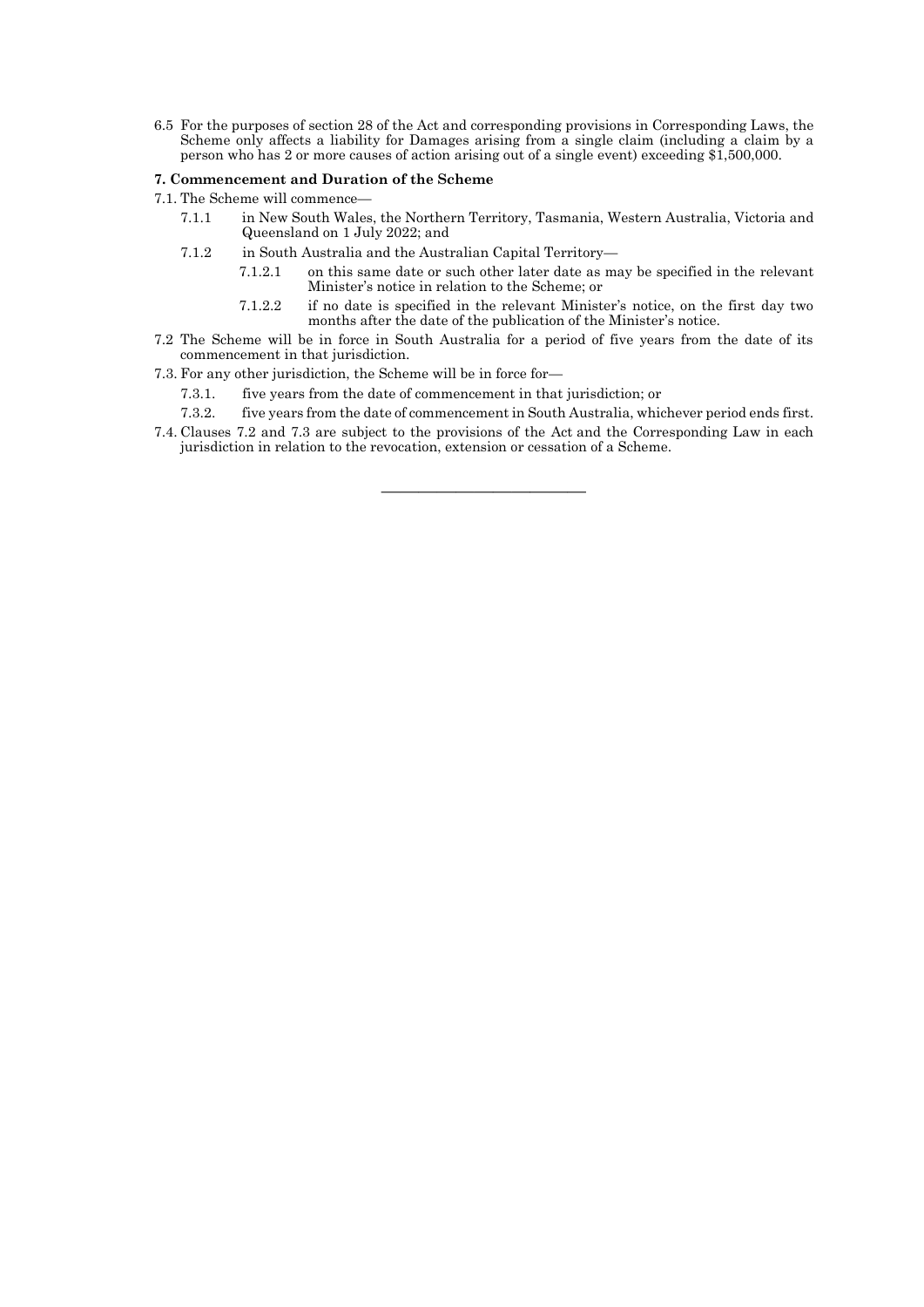6.5 For the purposes of section 28 of the Act and corresponding provisions in Corresponding Laws, the Scheme only affects a liability for Damages arising from a single claim (including a claim by a person who has 2 or more causes of action arising out of a single event) exceeding $1,500,000.

**7. Commencement and Duration of the Scheme**

7.1. The Scheme will commence—

- 7.1.1 in New South Wales, the Northern Territory, Tasmania, Western Australia, Victoria and Queensland on 1 July 2022; and
- 7.1.2 in South Australia and the Australian Capital Territory—
  - 7.1.2.1 on this same date or such other later date as may be specified in the relevant Minister's notice in relation to the Scheme; or
  - 7.1.2.2 if no date is specified in the relevant Minister's notice, on the first day two months after the date of the publication of the Minister's notice.

7.2 The Scheme will be in force in South Australia for a period of five years from the date of its commencement in that jurisdiction.

7.3. For any other jurisdiction, the Scheme will be in force for—

- 7.3.1. five years from the date of commencement in that jurisdiction; or
- 7.3.2. five years from the date of commencement in South Australia, whichever period ends first.

7.4. Clauses 7.2 and 7.3 are subject to the provisions of the Act and the Corresponding Law in each jurisdiction in relation to the revocation, extension or cessation of a Scheme.

---